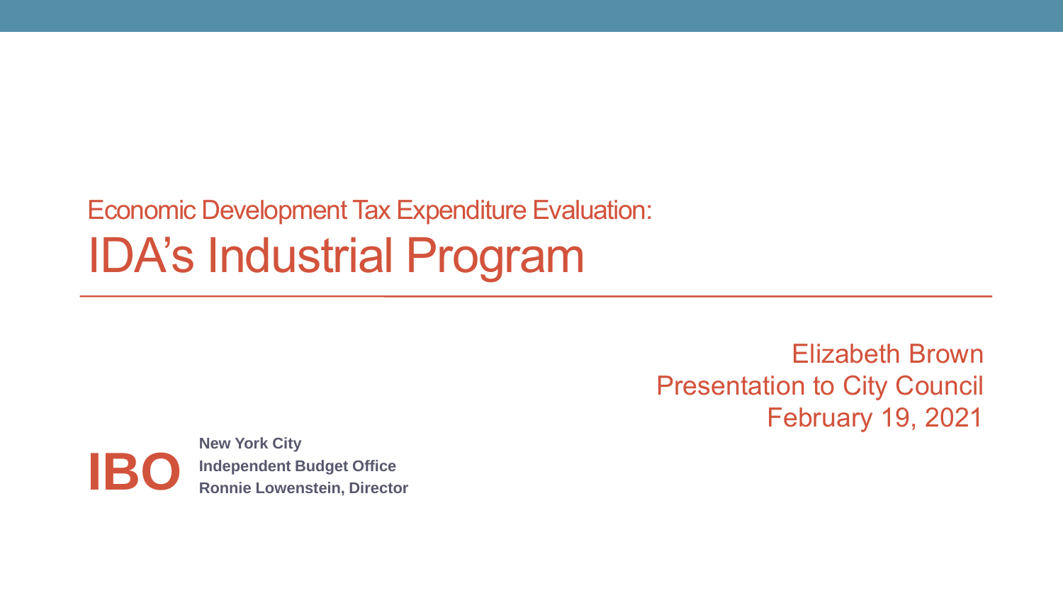# Economic Development Tax Expenditure Evaluation: IDA's Industrial Program

Elizabeth Brown
Presentation to City Council
February 19, 2021

**IBO**

**New York City**
**Independent Budget Office**
**Ronnie Lowenstein, Director**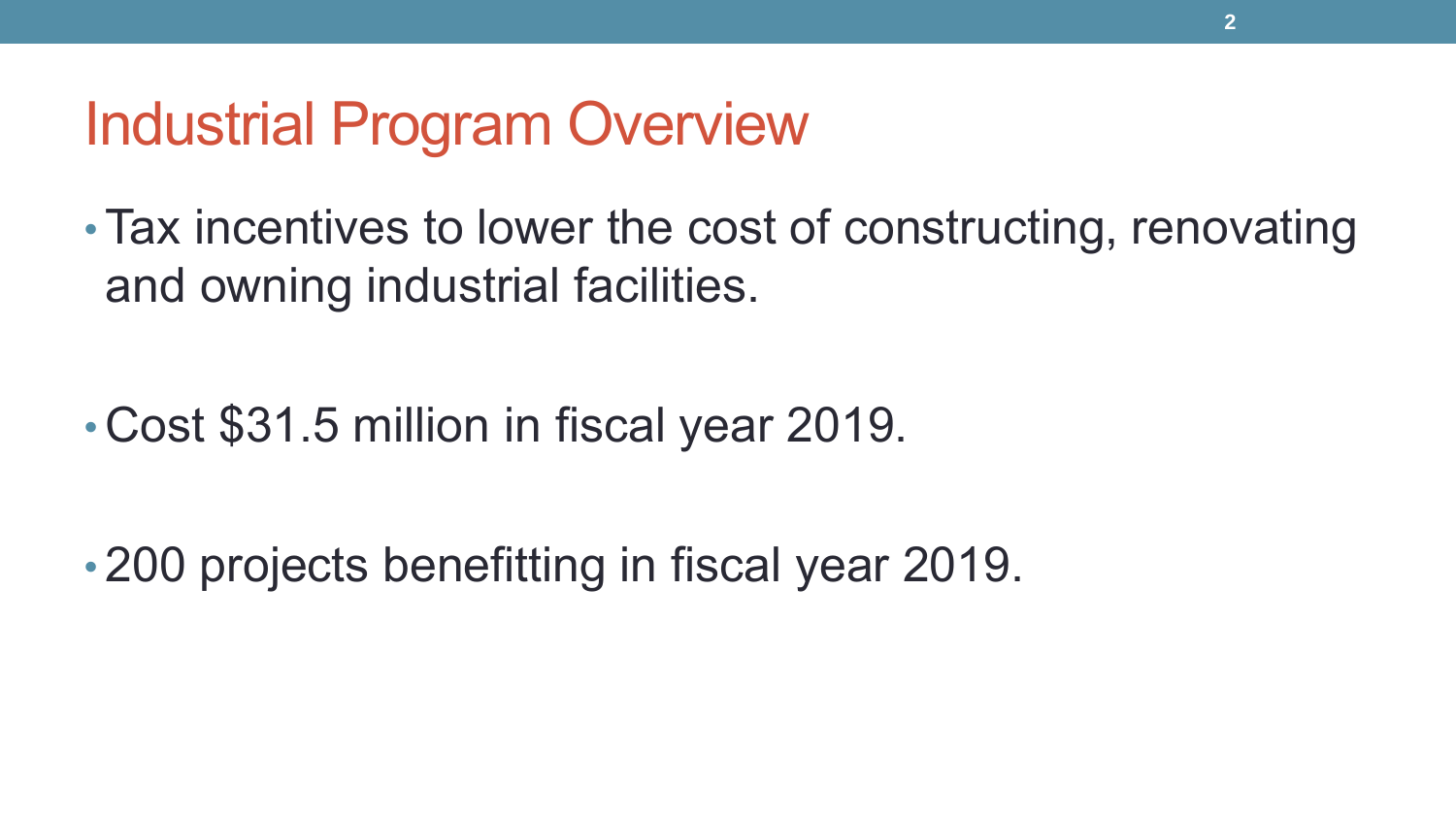# Industrial Program Overview

- Tax incentives to lower the cost of constructing, renovating and owning industrial facilities.
- Cost $31.5 million in fiscal year 2019.
- 200 projects benefitting in fiscal year 2019.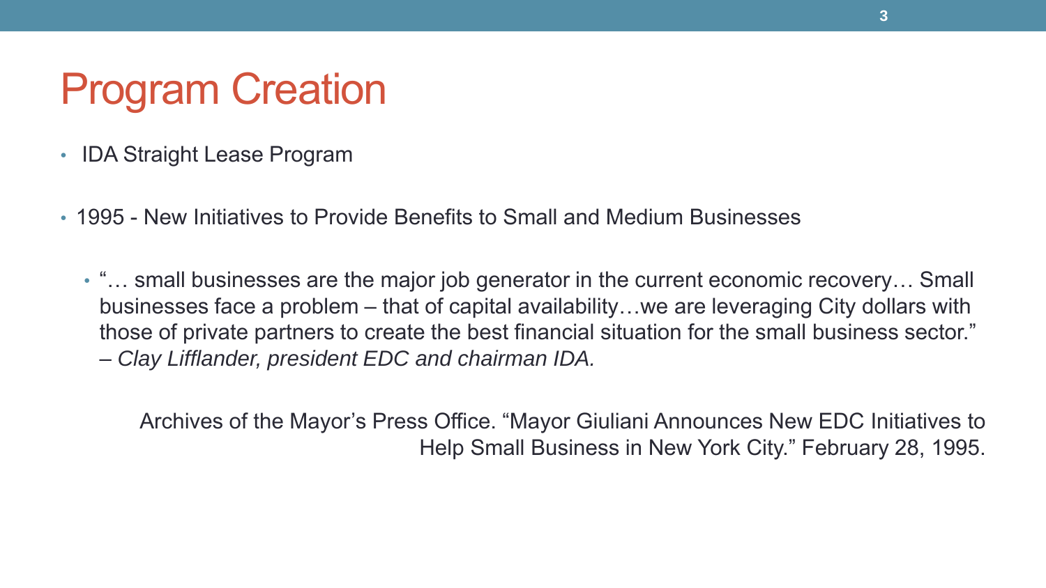# Program Creation

- IDA Straight Lease Program

- 1995 - New Initiatives to Provide Benefits to Small and Medium Businesses

  - "… small businesses are the major job generator in the current economic recovery… Small businesses face a problem – that of capital availability…we are leveraging City dollars with those of private partners to create the best financial situation for the small business sector." – *Clay Lifflander, president EDC and chairman IDA.*

Archives of the Mayor's Press Office. "Mayor Giuliani Announces New EDC Initiatives to Help Small Business in New York City." February 28, 1995.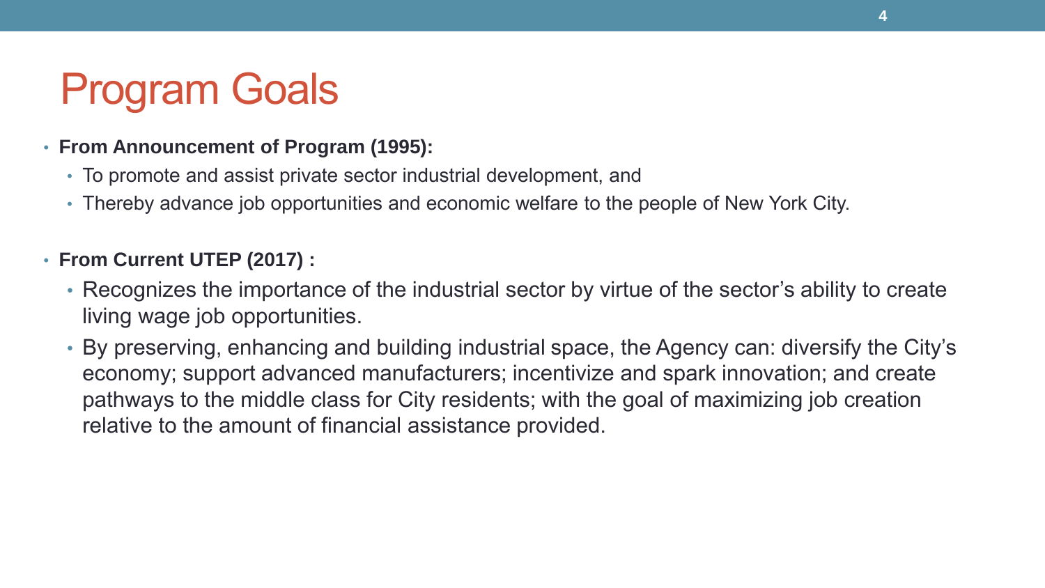# Program Goals

- **From Announcement of Program (1995):**
  - To promote and assist private sector industrial development, and
  - Thereby advance job opportunities and economic welfare to the people of New York City.

- **From Current UTEP (2017) :**
  - Recognizes the importance of the industrial sector by virtue of the sector's ability to create living wage job opportunities.
  - By preserving, enhancing and building industrial space, the Agency can: diversify the City's economy; support advanced manufacturers; incentivize and spark innovation; and create pathways to the middle class for City residents; with the goal of maximizing job creation relative to the amount of financial assistance provided.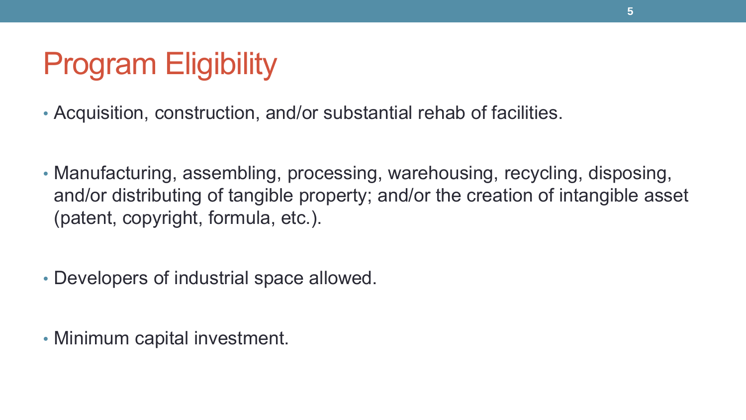# Program Eligibility

- Acquisition, construction, and/or substantial rehab of facilities.
- Manufacturing, assembling, processing, warehousing, recycling, disposing, and/or distributing of tangible property; and/or the creation of intangible asset (patent, copyright, formula, etc.).
- Developers of industrial space allowed.
- Minimum capital investment.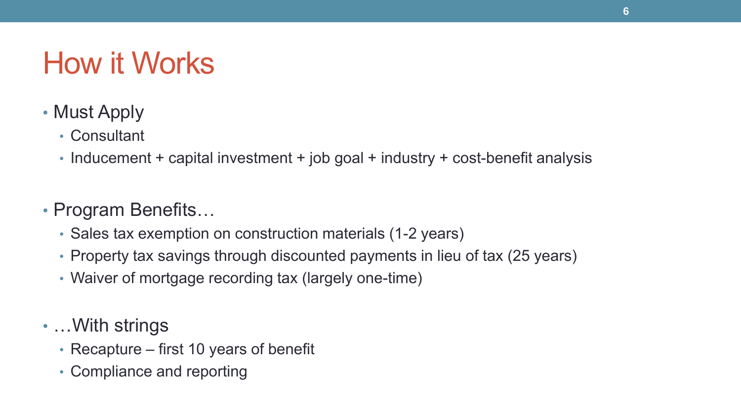# How it Works

- Must Apply
  - Consultant
  - Inducement + capital investment + job goal + industry + cost-benefit analysis

- Program Benefits…
  - Sales tax exemption on construction materials (1-2 years)
  - Property tax savings through discounted payments in lieu of tax (25 years)
  - Waiver of mortgage recording tax (largely one-time)

- …With strings
  - Recapture – first 10 years of benefit
  - Compliance and reporting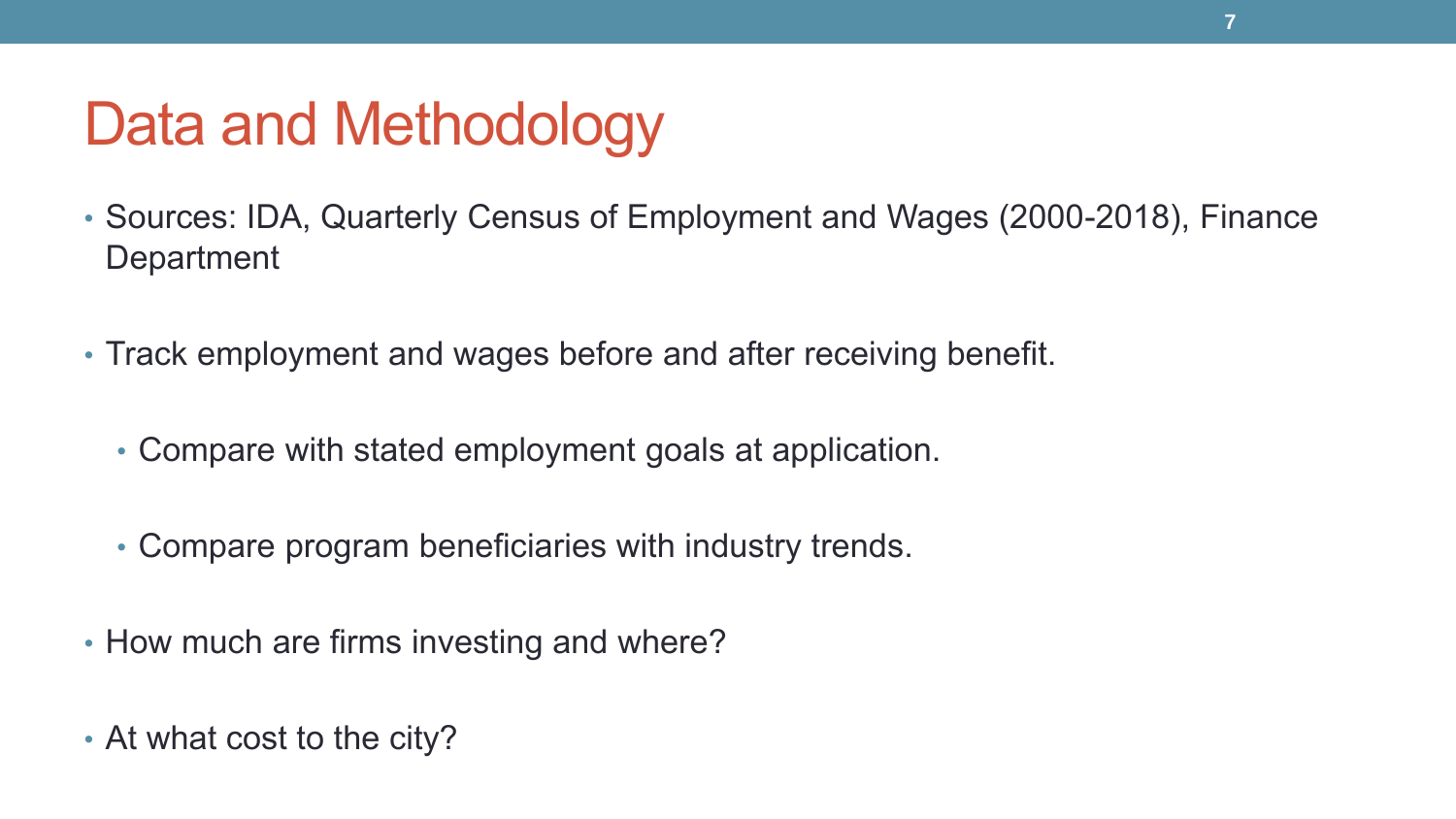# Data and Methodology

- Sources: IDA, Quarterly Census of Employment and Wages (2000-2018), Finance Department
- Track employment and wages before and after receiving benefit.
  - Compare with stated employment goals at application.
  - Compare program beneficiaries with industry trends.
- How much are firms investing and where?
- At what cost to the city?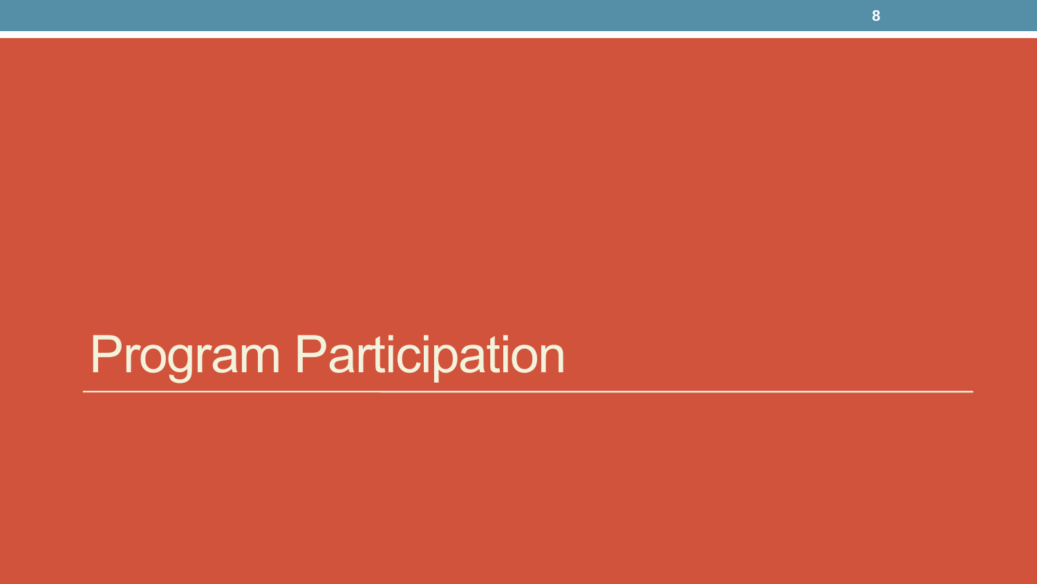# Program Participation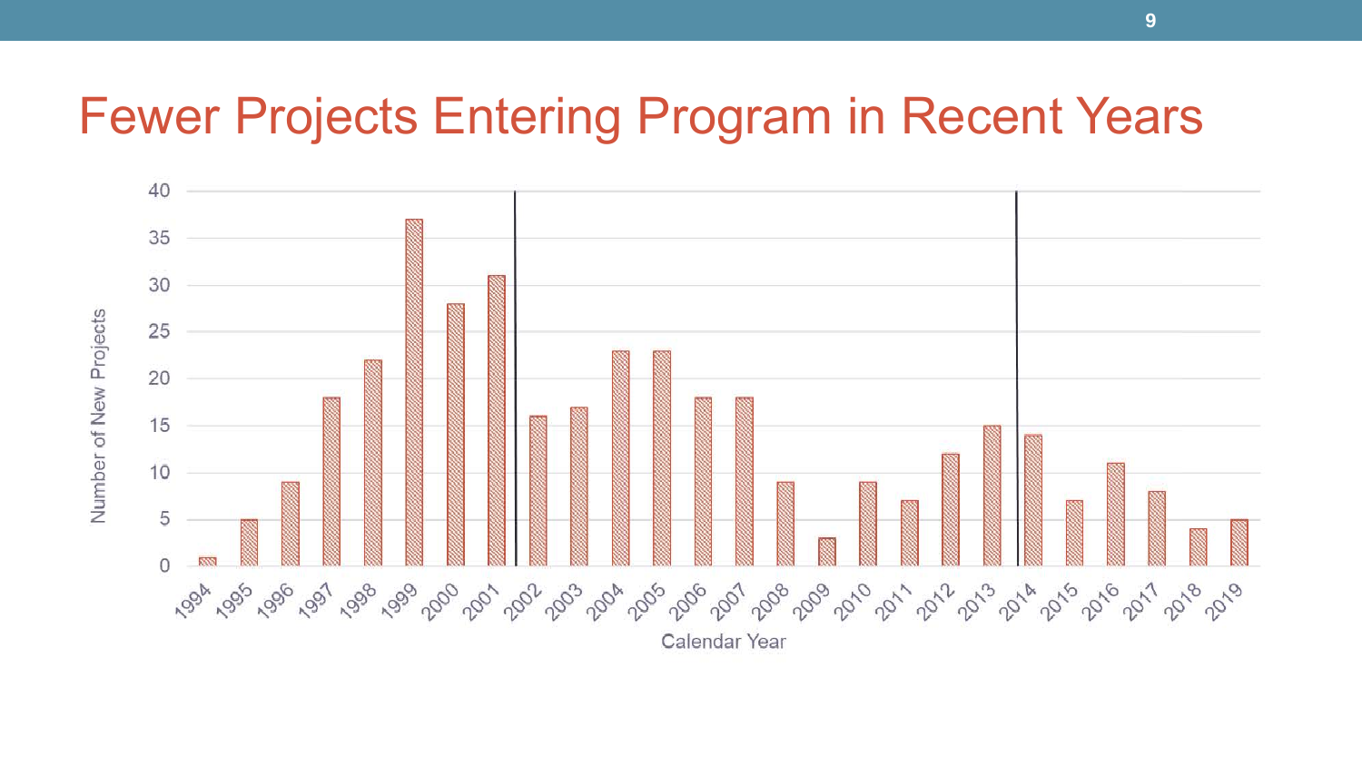# Fewer Projects Entering Program in Recent Years

| Calendar Year | Number of New Projects |
| --- | --- |
| 1994 | 1 |
| 1995 | 5 |
| 1996 | 9 |
| 1997 | 18 |
| 1998 | 22 |
| 1999 | 37 |
| 2000 | 28 |
| 2001 | 31 |
| 2002 | 16 |
| 2003 | 17 |
| 2004 | 23 |
| 2005 | 23 |
| 2006 | 18 |
| 2007 | 18 |
| 2008 | 9 |
| 2009 | 3 |
| 2010 | 9 |
| 2011 | 7 |
| 2012 | 12 |
| 2013 | 15 |
| 2014 | 14 |
| 2015 | 7 |
| 2016 | 11 |
| 2017 | 8 |
| 2018 | 4 |
| 2019 | 5 |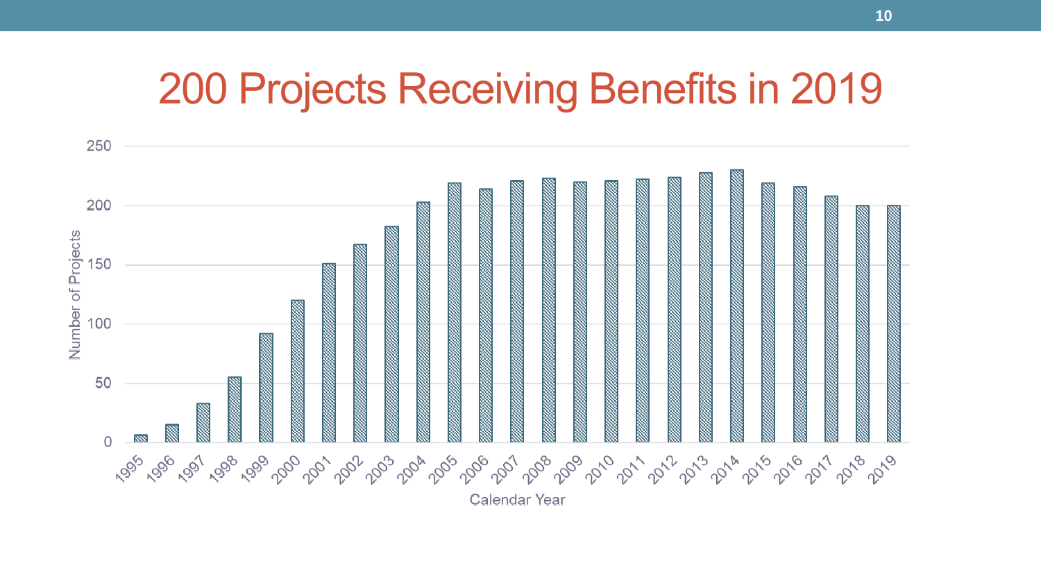# 200 Projects Receiving Benefits in 2019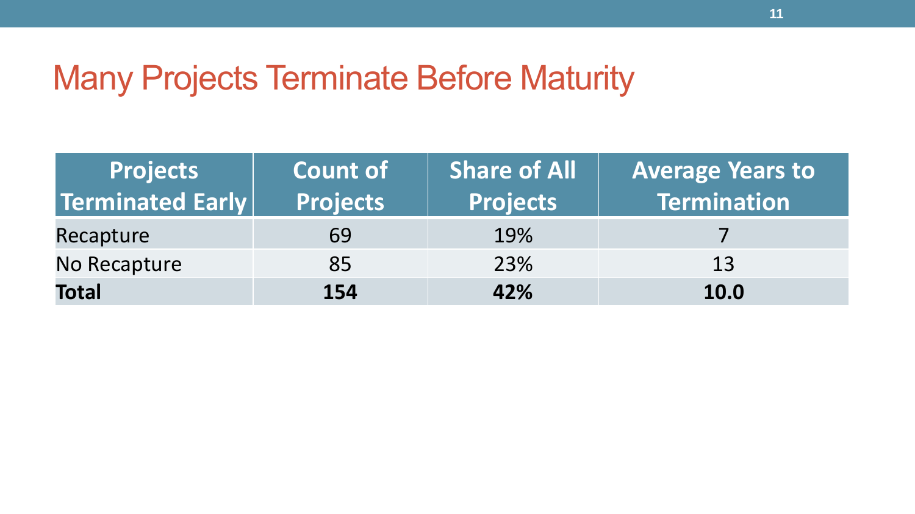# Many Projects Terminate Before Maturity

| Projects Terminated Early | Count of Projects | Share of All Projects | Average Years to Termination |
|---|---|---|---|
| Recapture | 69 | 19% | 7 |
| No Recapture | 85 | 23% | 13 |
| **Total** | **154** | **42%** | **10.0** |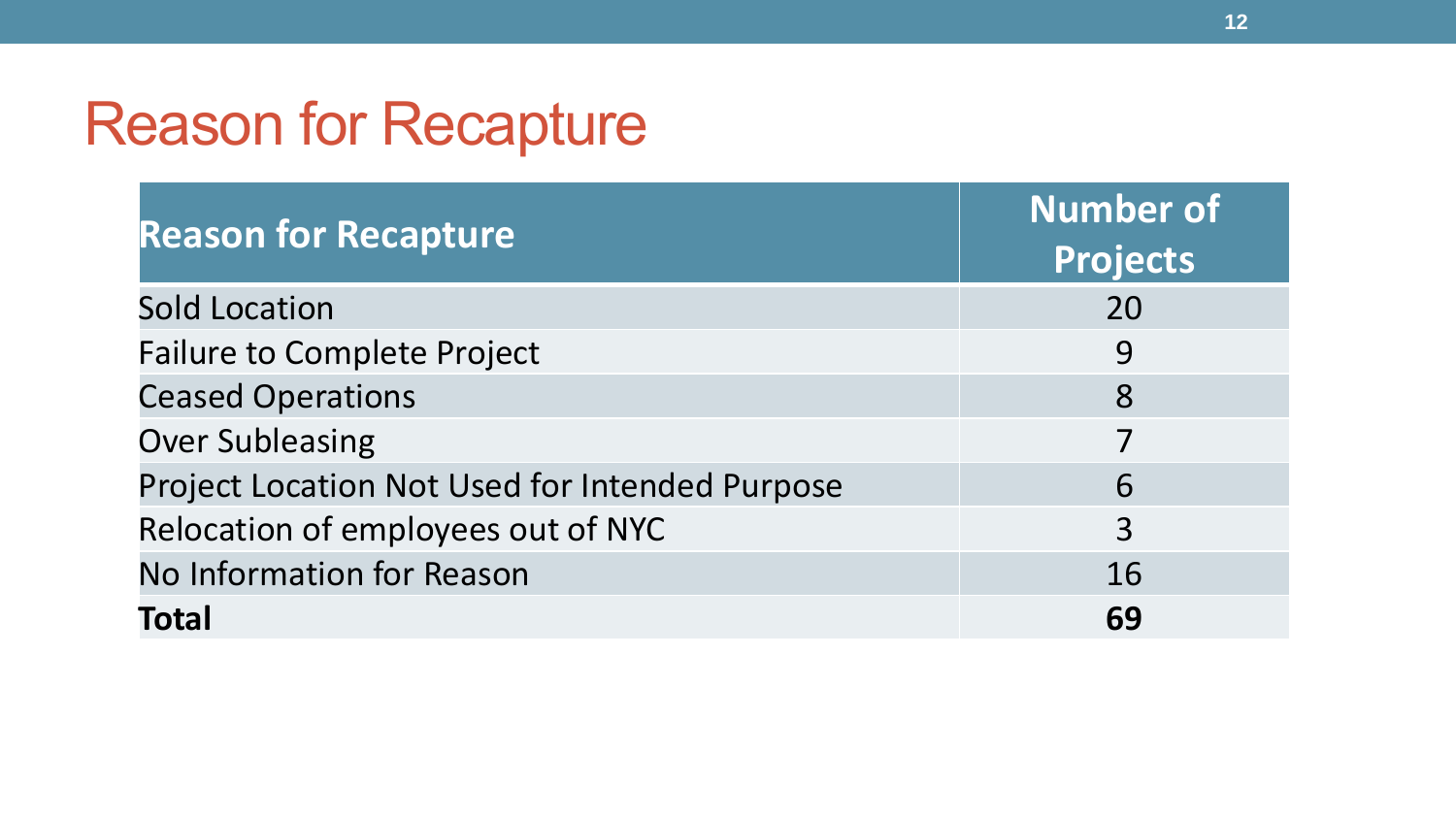# Reason for Recapture

| Reason for Recapture | Number of Projects |
|---|---|
| Sold Location | 20 |
| Failure to Complete Project | 9 |
| Ceased Operations | 8 |
| Over Subleasing | 7 |
| Project Location Not Used for Intended Purpose | 6 |
| Relocation of employees out of NYC | 3 |
| No Information for Reason | 16 |
| **Total** | **69** |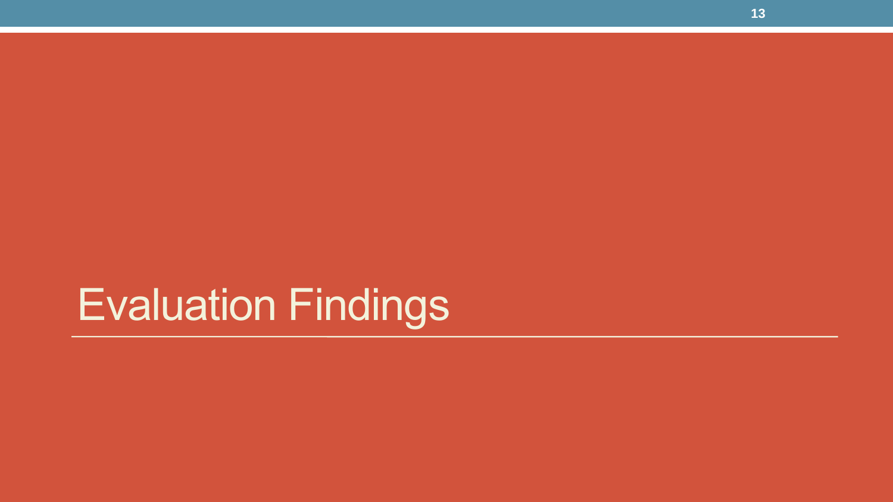# Evaluation Findings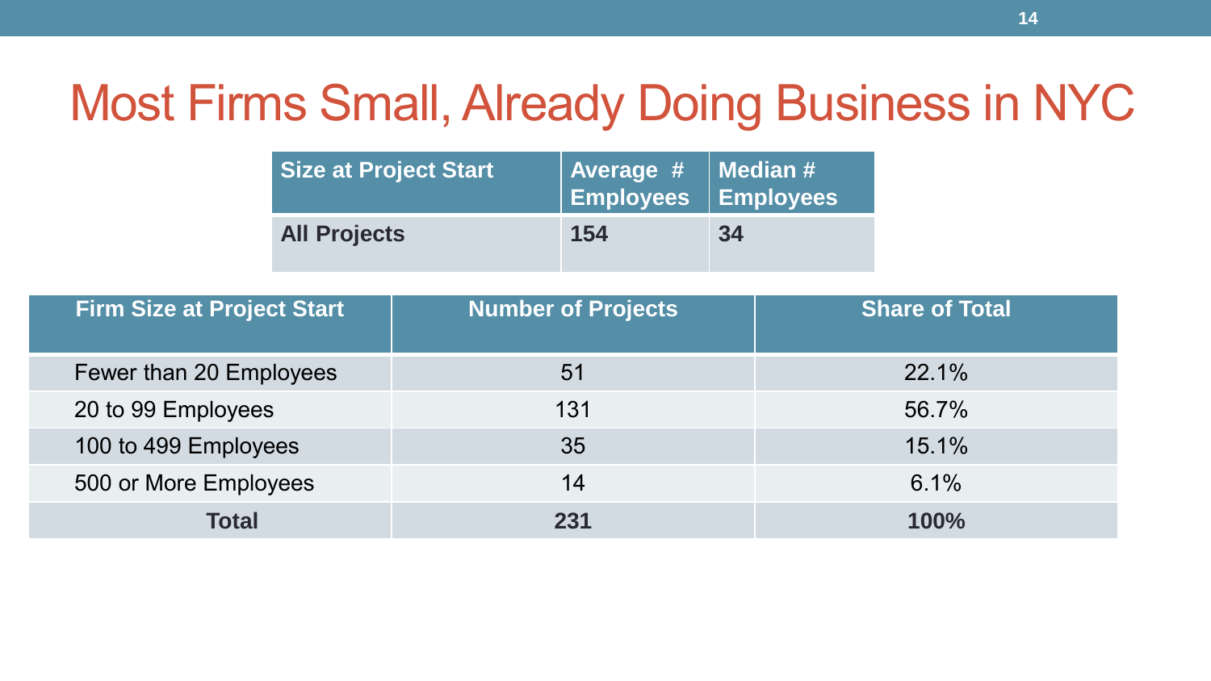# Most Firms Small, Already Doing Business in NYC

| Size at Project Start | Average # Employees | Median # Employees |
|---|---|---|
| **All Projects** | **154** | **34** |

| Firm Size at Project Start | Number of Projects | Share of Total |
|---|---|---|
| Fewer than 20 Employees | 51 | 22.1% |
| 20 to 99 Employees | 131 | 56.7% |
| 100 to 499 Employees | 35 | 15.1% |
| 500 or More Employees | 14 | 6.1% |
| **Total** | **231** | **100%** |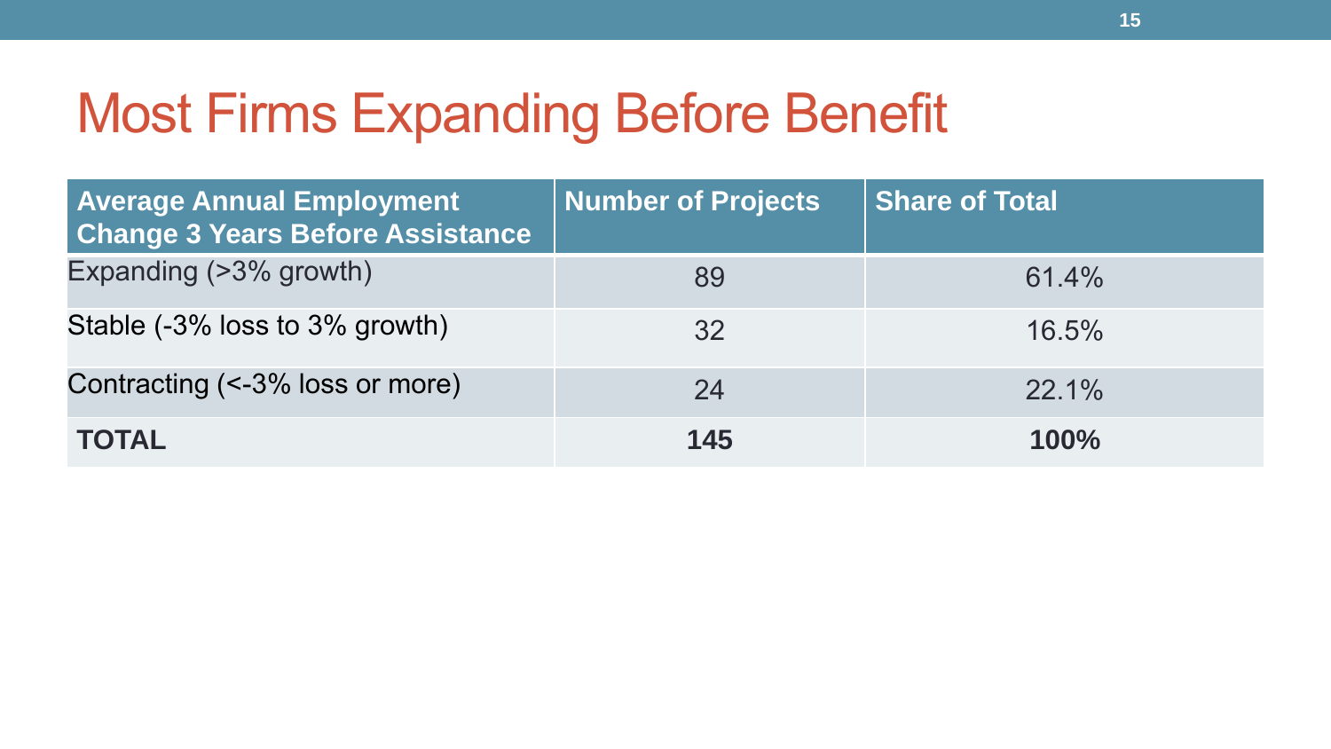# Most Firms Expanding Before Benefit

| Average Annual Employment Change 3 Years Before Assistance | Number of Projects | Share of Total |
|---|---|---|
| Expanding (>3% growth) | 89 | 61.4% |
| Stable (-3% loss to 3% growth) | 32 | 16.5% |
| Contracting (<-3% loss or more) | 24 | 22.1% |
| **TOTAL** | **145** | **100%** |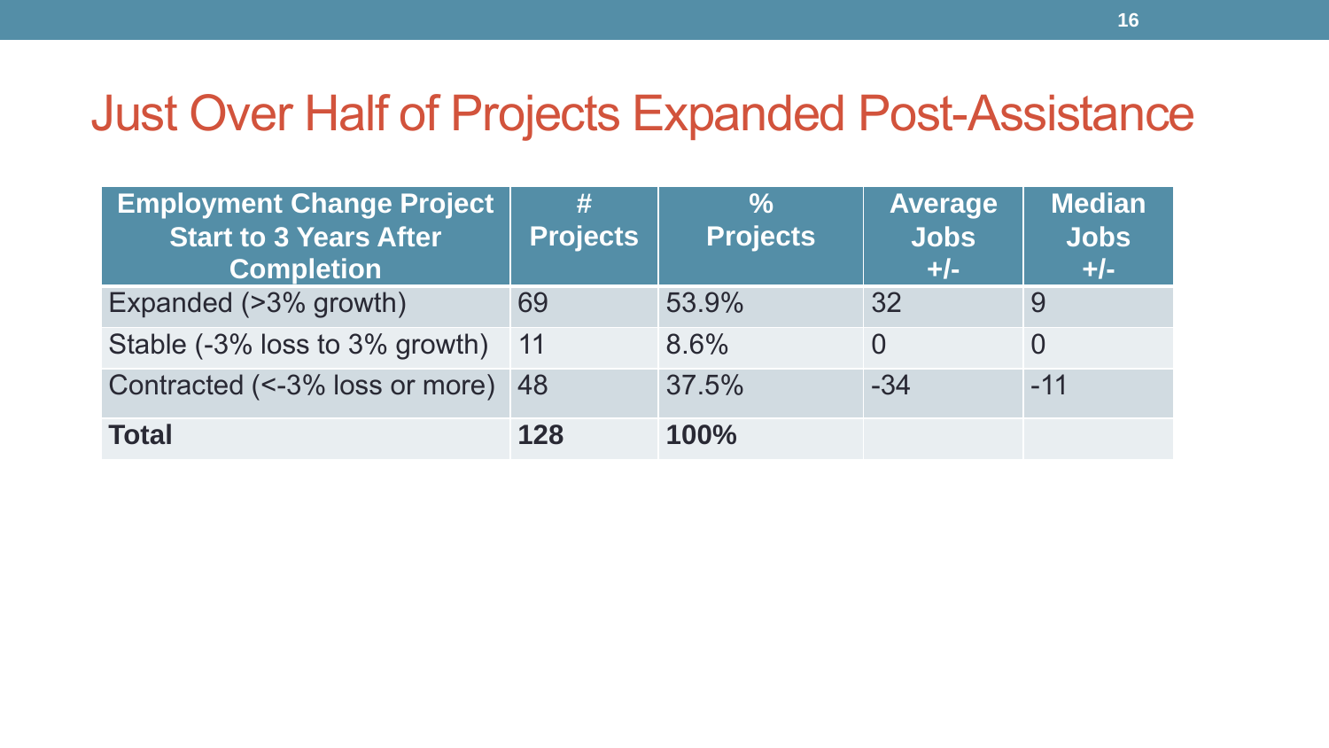# Just Over Half of Projects Expanded Post-Assistance

| Employment Change Project Start to 3 Years After Completion | # Projects | % Projects | Average Jobs +/- | Median Jobs +/- |
|---|---|---|---|---|
| Expanded (>3% growth) | 69 | 53.9% | 32 | 9 |
| Stable (-3% loss to 3% growth) | 11 | 8.6% | 0 | 0 |
| Contracted (<-3% loss or more) | 48 | 37.5% | -34 | -11 |
| **Total** | **128** | **100%** | | |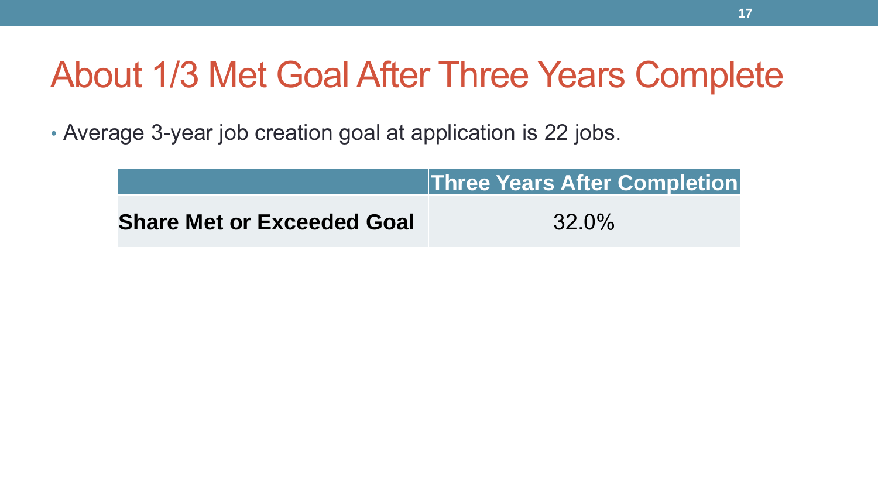# About 1/3 Met Goal After Three Years Complete

- Average 3-year job creation goal at application is 22 jobs.

| | Three Years After Completion |
|---|---|
| **Share Met or Exceeded Goal** | 32.0% |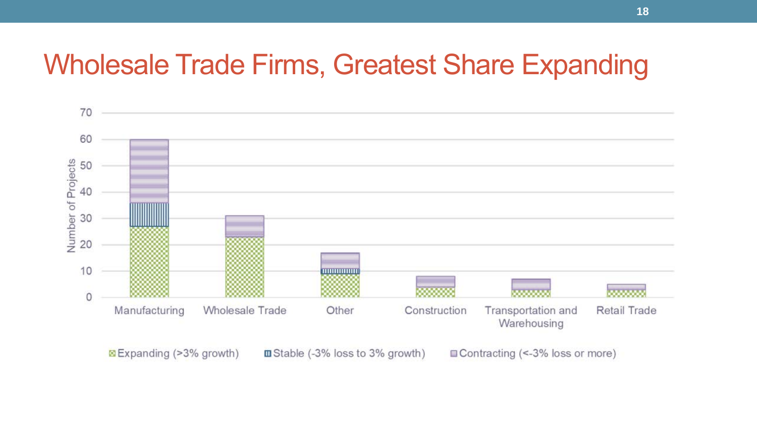# Wholesale Trade Firms, Greatest Share Expanding

| | Expanding (>3% growth) | Stable (-3% loss to 3% growth) | Contracting (<-3% loss or more) |
|---|---|---|---|
| Manufacturing | 27 | 9 | 24 |
| Wholesale Trade | 23 | 0 | 8 |
| Other | 9 | 2 | 6 |
| Construction | 4 | 0 | 4 |
| Transportation and Warehousing | 3 | 0 | 4 |
| Retail Trade | 3 | 0 | 2 |

Number of Projects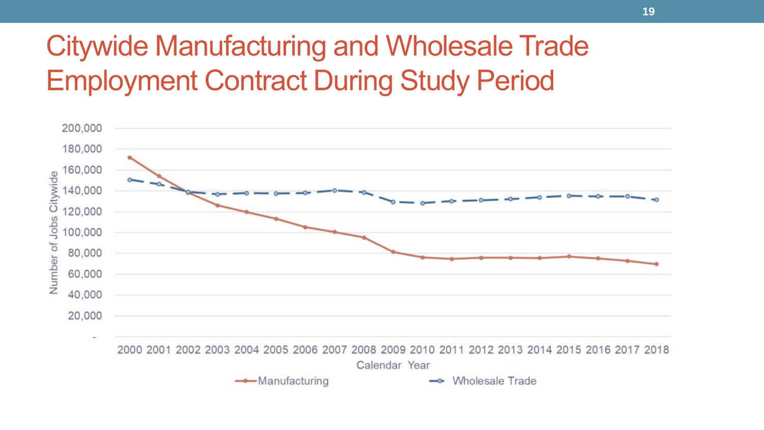# Citywide Manufacturing and Wholesale Trade Employment Contract During Study Period

Number of Jobs Citywide

200,000
180,000
160,000
140,000
120,000
100,000
80,000
60,000
40,000
20,000
-

2000 2001 2002 2003 2004 2005 2006 2007 2008 2009 2010 2011 2012 2013 2014 2015 2016 2017 2018

Calendar Year

Manufacturing — Wholesale Trade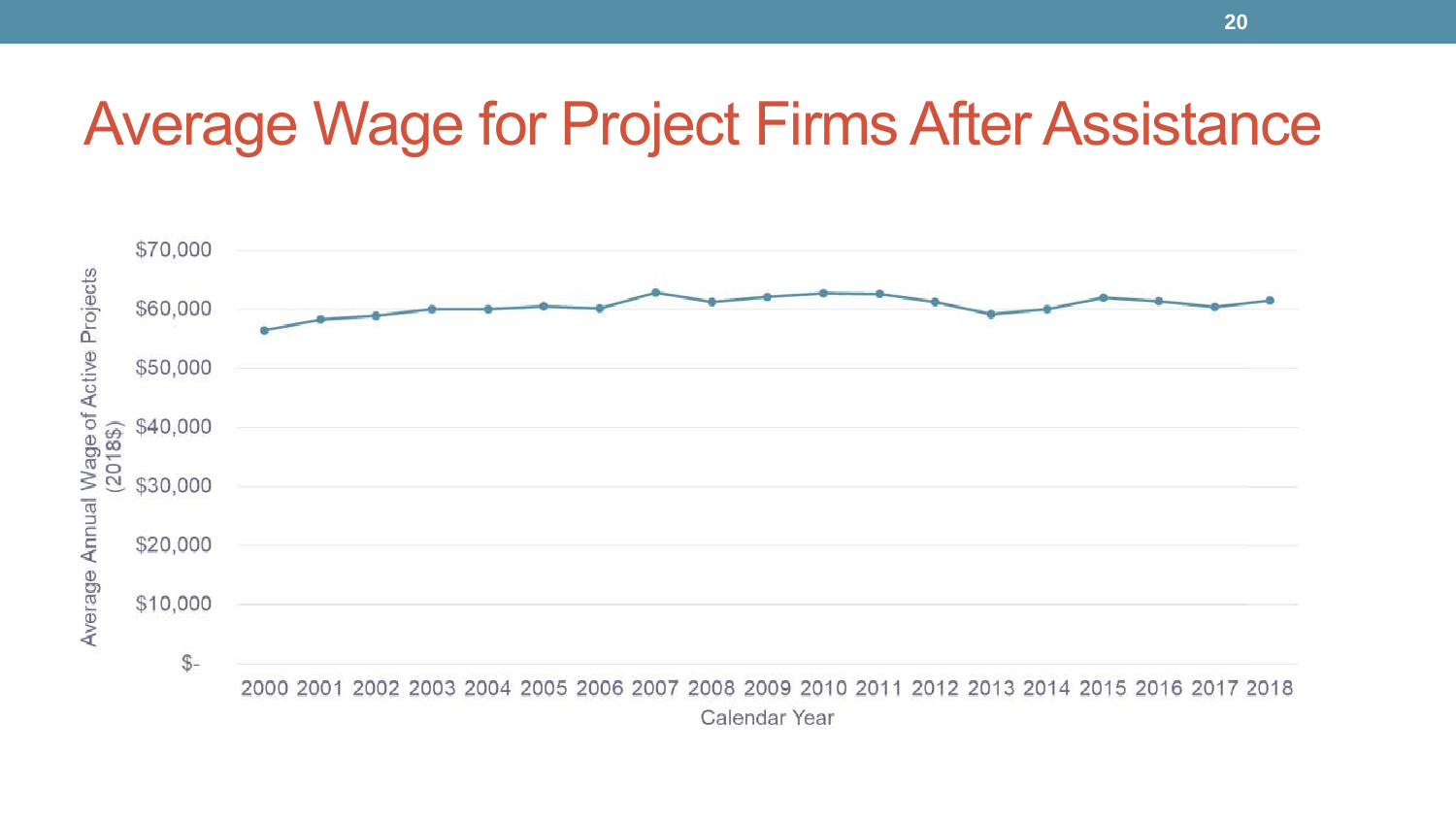# Average Wage for Project Firms After Assistance

Average Annual Wage of Active Projects (2018$)

$70,000
$60,000
$50,000
$40,000
$30,000
$20,000
$10,000
$-

2000 2001 2002 2003 2004 2005 2006 2007 2008 2009 2010 2011 2012 2013 2014 2015 2016 2017 2018

Calendar Year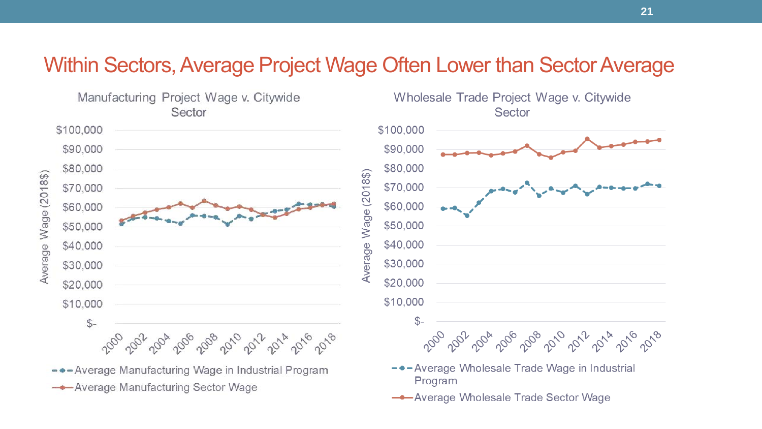# Within Sectors, Average Project Wage Often Lower than Sector Average

Manufacturing Project Wage v. Citywide Sector

Average Wage (2018$)

$100,000
$90,000
$80,000
$70,000
$60,000
$50,000
$40,000
$30,000
$20,000
$10,000
$-

2000 2002 2004 2006 2008 2010 2012 2014 2016 2018

Average Manufacturing Wage in Industrial Program

Average Manufacturing Sector Wage

Wholesale Trade Project Wage v. Citywide Sector

Average Wage (2018$)

$100,000
$90,000
$80,000
$70,000
$60,000
$50,000
$40,000
$30,000
$20,000
$10,000
$-

2000 2002 2004 2006 2008 2010 2012 2014 2016 2018

Average Wholesale Trade Wage in Industrial Program

Average Wholesale Trade Sector Wage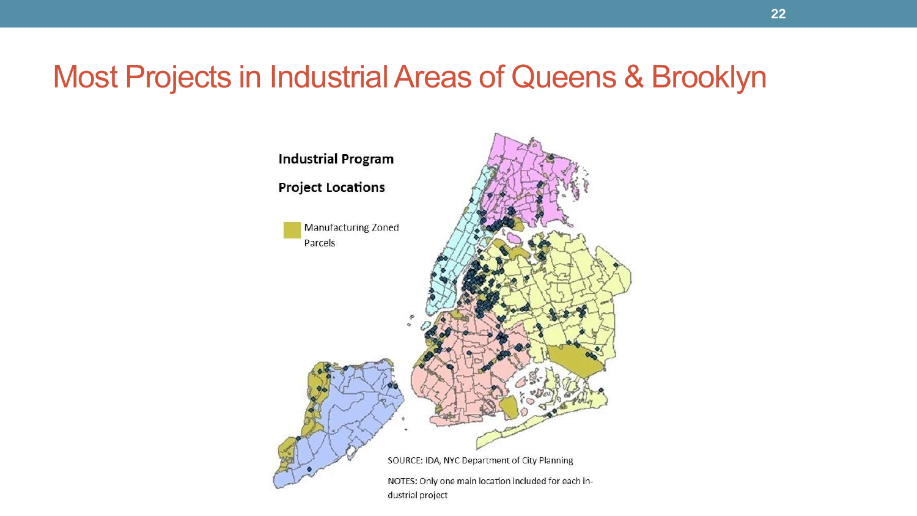# Most Projects in Industrial Areas of Queens & Brooklyn

**Industrial Program**

**Project Locations**

Manufacturing Zoned Parcels

SOURCE: IDA, NYC Department of City Planning

NOTES: Only one main location included for each industrial project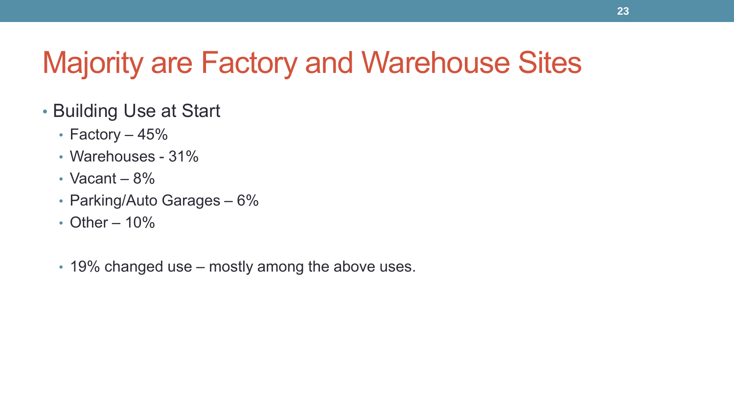# Majority are Factory and Warehouse Sites

- Building Use at Start
  - Factory – 45%
  - Warehouses - 31%
  - Vacant – 8%
  - Parking/Auto Garages – 6%
  - Other – 10%

  - 19% changed use – mostly among the above uses.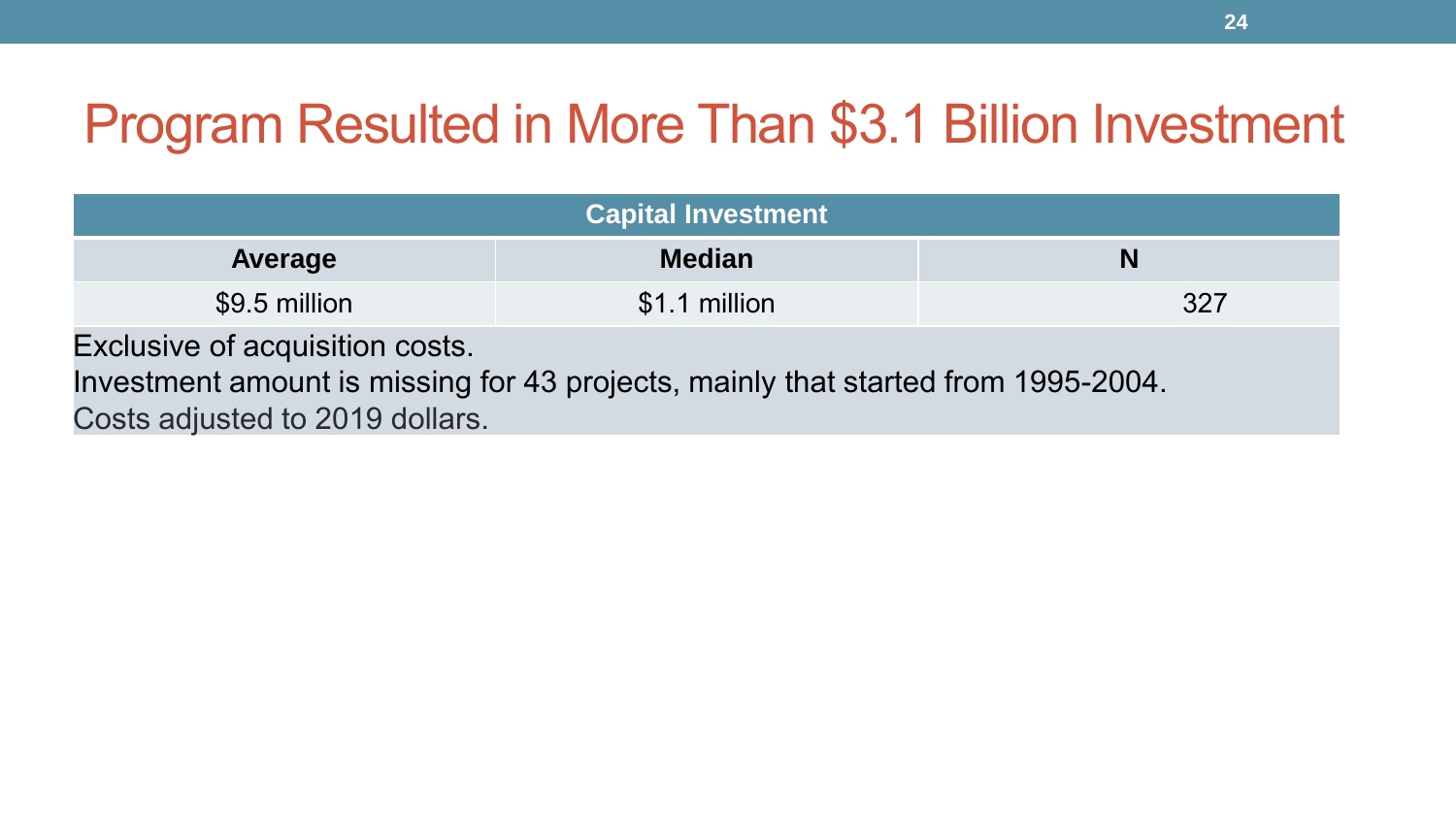# Program Resulted in More Than $3.1 Billion Investment

| Capital Investment | | |
|---|---|---|
| **Average** | **Median** | **N** |
| $9.5 million | $1.1 million | 327 |

Exclusive of acquisition costs.

Investment amount is missing for 43 projects, mainly that started from 1995-2004.

Costs adjusted to 2019 dollars.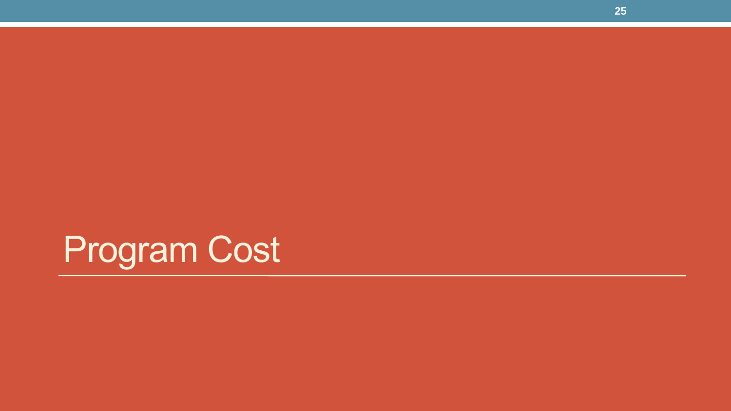# Program Cost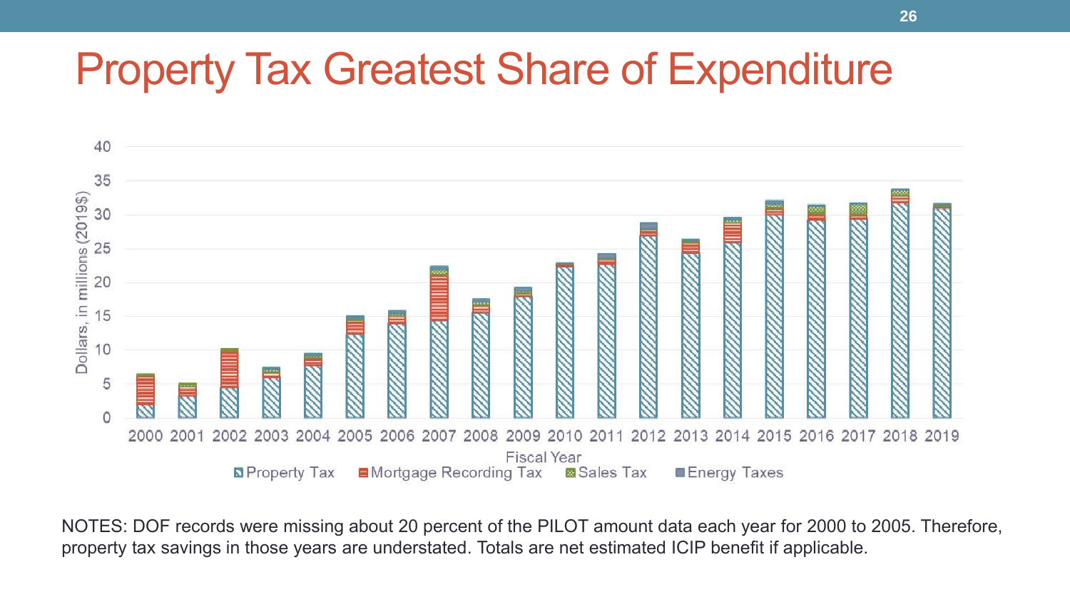# Property Tax Greatest Share of Expenditure

NOTES: DOF records were missing about 20 percent of the PILOT amount data each year for 2000 to 2005. Therefore, property tax savings in those years are understated. Totals are net estimated ICIP benefit if applicable.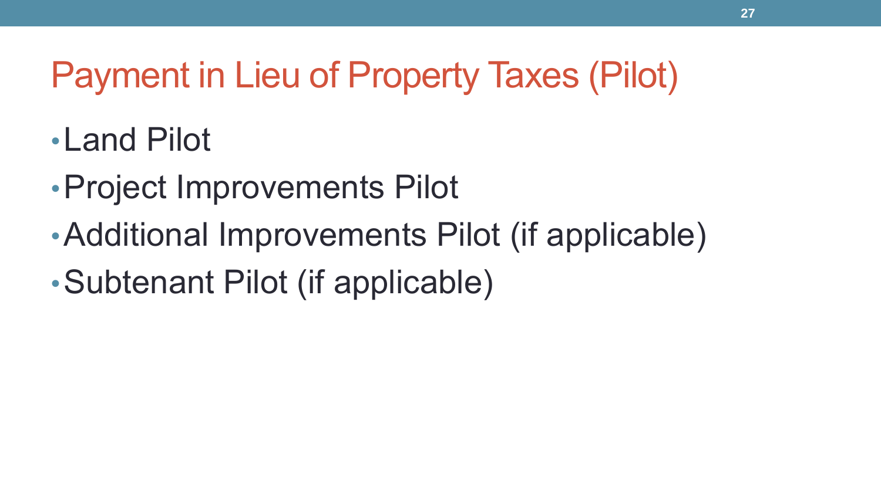# Payment in Lieu of Property Taxes (Pilot)

- Land Pilot
- Project Improvements Pilot
- Additional Improvements Pilot (if applicable)
- Subtenant Pilot (if applicable)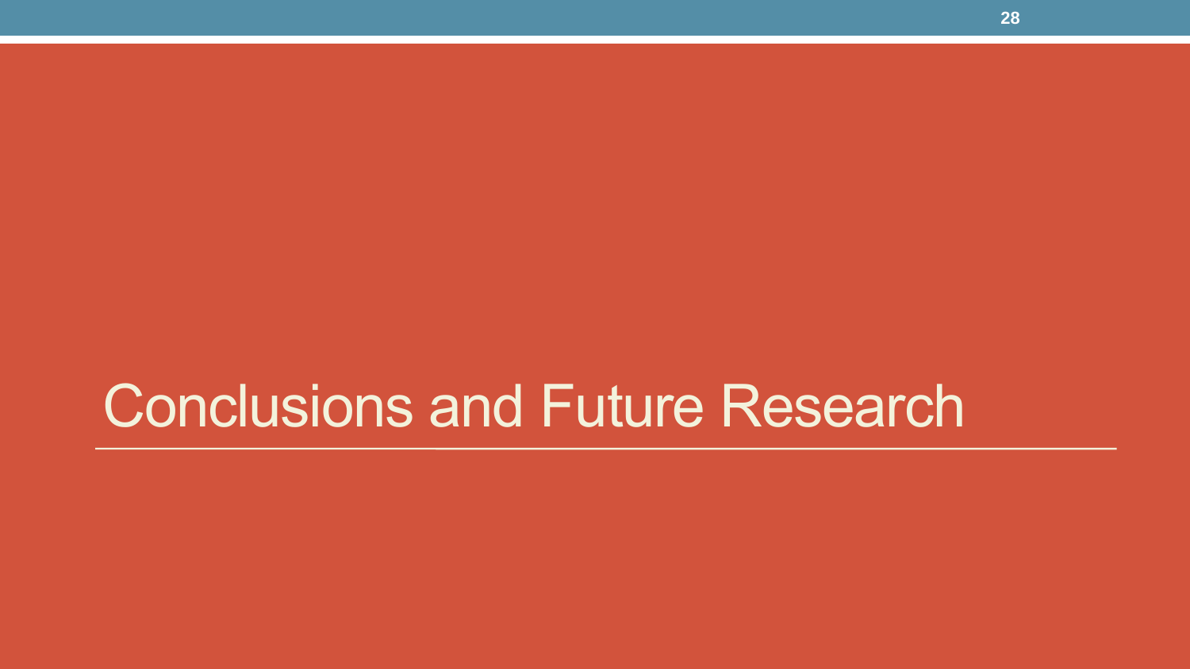# Conclusions and Future Research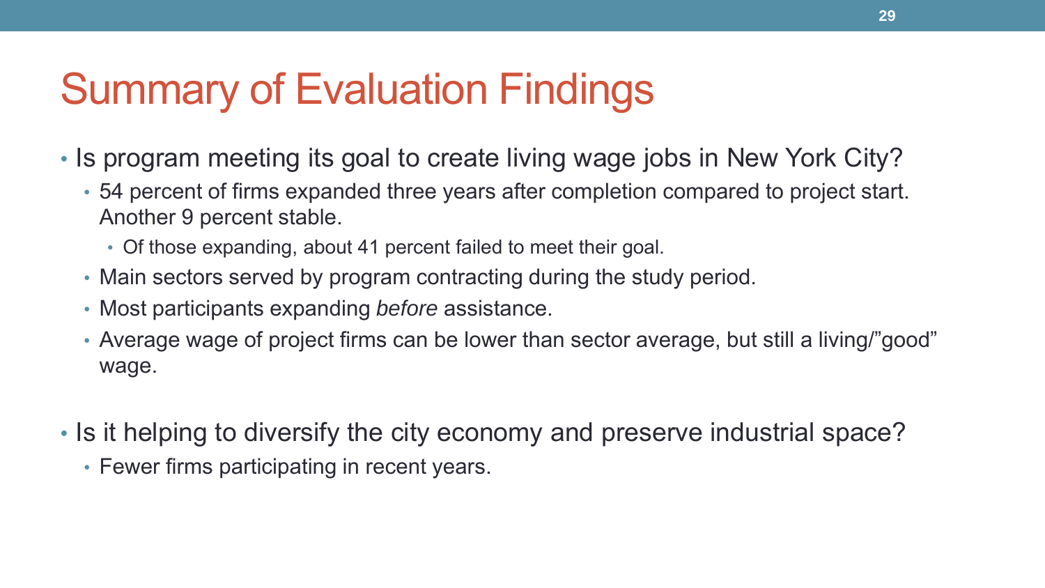# Summary of Evaluation Findings

- Is program meeting its goal to create living wage jobs in New York City?
  - 54 percent of firms expanded three years after completion compared to project start. Another 9 percent stable.
    - Of those expanding, about 41 percent failed to meet their goal.
  - Main sectors served by program contracting during the study period.
  - Most participants expanding *before* assistance.
  - Average wage of project firms can be lower than sector average, but still a living/"good" wage.

- Is it helping to diversify the city economy and preserve industrial space?
  - Fewer firms participating in recent years.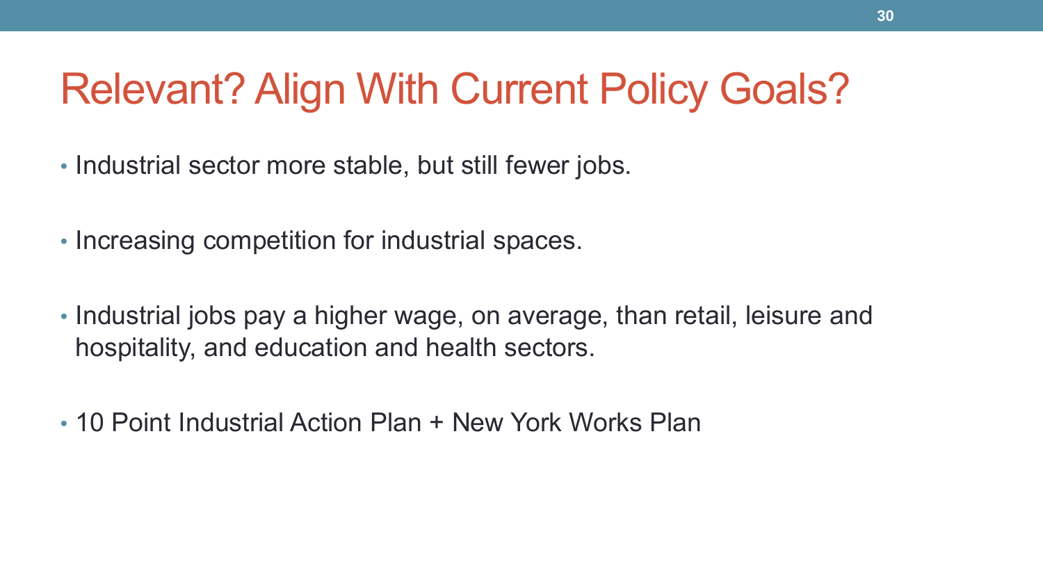# Relevant? Align With Current Policy Goals?

- Industrial sector more stable, but still fewer jobs.
- Increasing competition for industrial spaces.
- Industrial jobs pay a higher wage, on average, than retail, leisure and hospitality, and education and health sectors.
- 10 Point Industrial Action Plan + New York Works Plan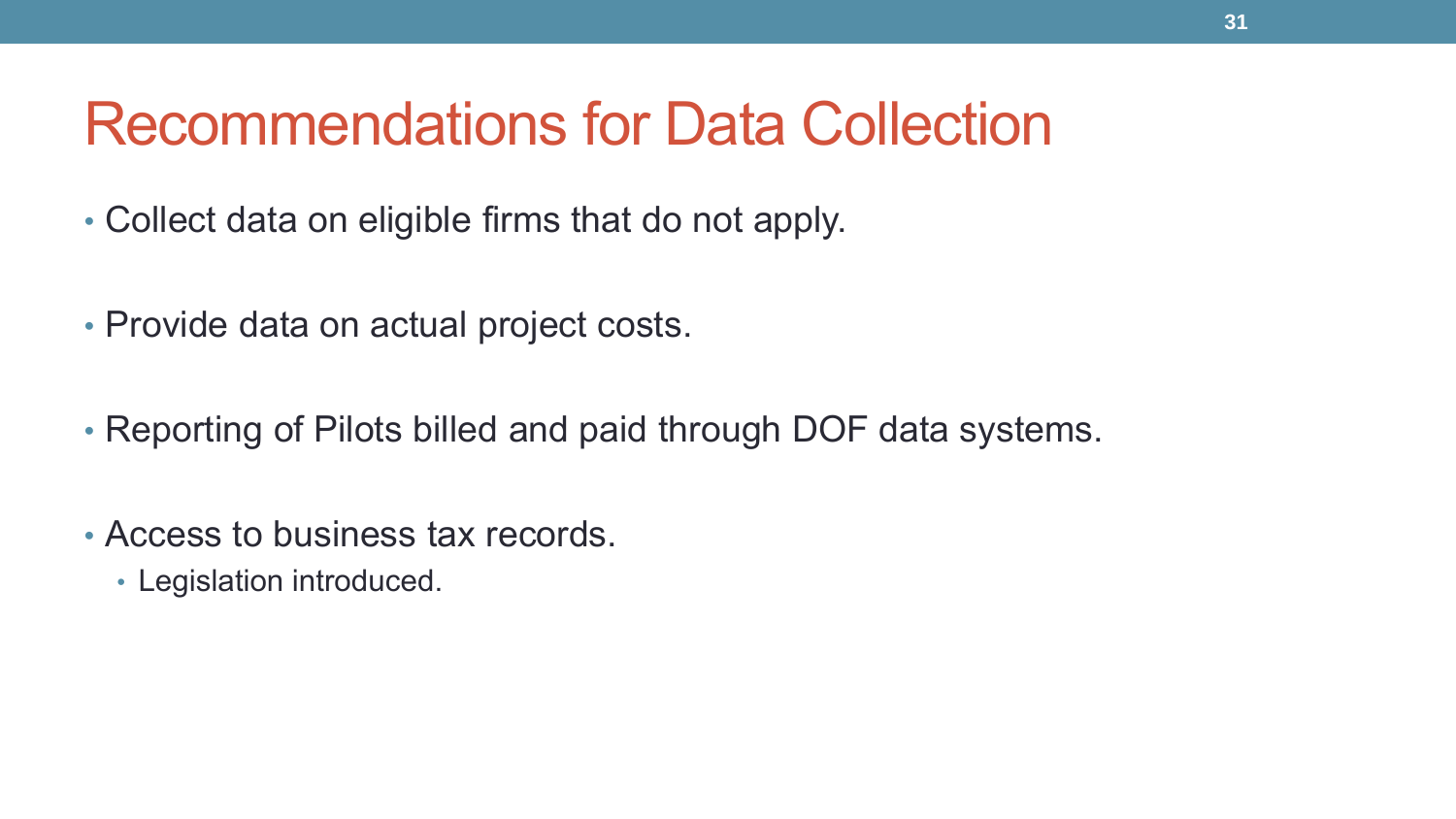# Recommendations for Data Collection

- Collect data on eligible firms that do not apply.
- Provide data on actual project costs.
- Reporting of Pilots billed and paid through DOF data systems.
- Access to business tax records.
  - Legislation introduced.